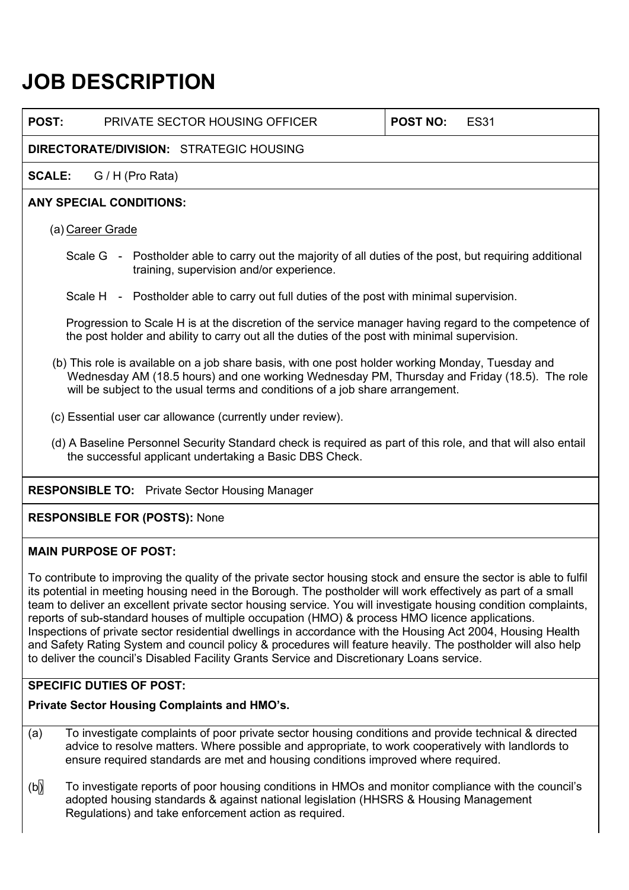# JOB DESCRIPTION

**POST:** PRIVATE SECTOR HOUSING OFFICER | **POST NO:** ES31

**DIRECTORATE/DIVISION:** STRATEGIC HOUSING

**SCALE:** G / H (Pro Rata)

**ANY SPECIAL CONDITIONS:**

(a) Career Grade

Scale G - Postholder able to carry out the majority of all duties of the post, but requiring additional training, supervision and/or experience.

Scale H - Postholder able to carry out full duties of the post with minimal supervision.

Progression to Scale H is at the discretion of the service manager having regard to the competence of the post holder and ability to carry out all the duties of the post with minimal supervision.

(b) This role is available on a job share basis, with one post holder working Monday, Tuesday and Wednesday AM (18.5 hours) and one working Wednesday PM, Thursday and Friday (18.5). The role will be subject to the usual terms and conditions of a job share arrangement.

(c) Essential user car allowance (currently under review).

(d) A Baseline Personnel Security Standard check is required as part of this role, and that will also entail the successful applicant undertaking a Basic DBS Check.

**RESPONSIBLE TO:** Private Sector Housing Manager

**RESPONSIBLE FOR (POSTS):** None

**MAIN PURPOSE OF POST:**

To contribute to improving the quality of the private sector housing stock and ensure the sector is able to fulfil its potential in meeting housing need in the Borough. The postholder will work effectively as part of a small team to deliver an excellent private sector housing service. You will investigate housing condition complaints, reports of sub-standard houses of multiple occupation (HMO) & process HMO licence applications. Inspections of private sector residential dwellings in accordance with the Housing Act 2004, Housing Health and Safety Rating System and council policy & procedures will feature heavily. The postholder will also help to deliver the council's Disabled Facility Grants Service and Discretionary Loans service.

**SPECIFIC DUTIES OF POST:**

**Private Sector Housing Complaints and HMO's.**

(a) To investigate complaints of poor private sector housing conditions and provide technical & directed advice to resolve matters. Where possible and appropriate, to work cooperatively with landlords to ensure required standards are met and housing conditions improved where required.

(b) To investigate reports of poor housing conditions in HMOs and monitor compliance with the council's adopted housing standards & against national legislation (HHSRS & Housing Management Regulations) and take enforcement action as required.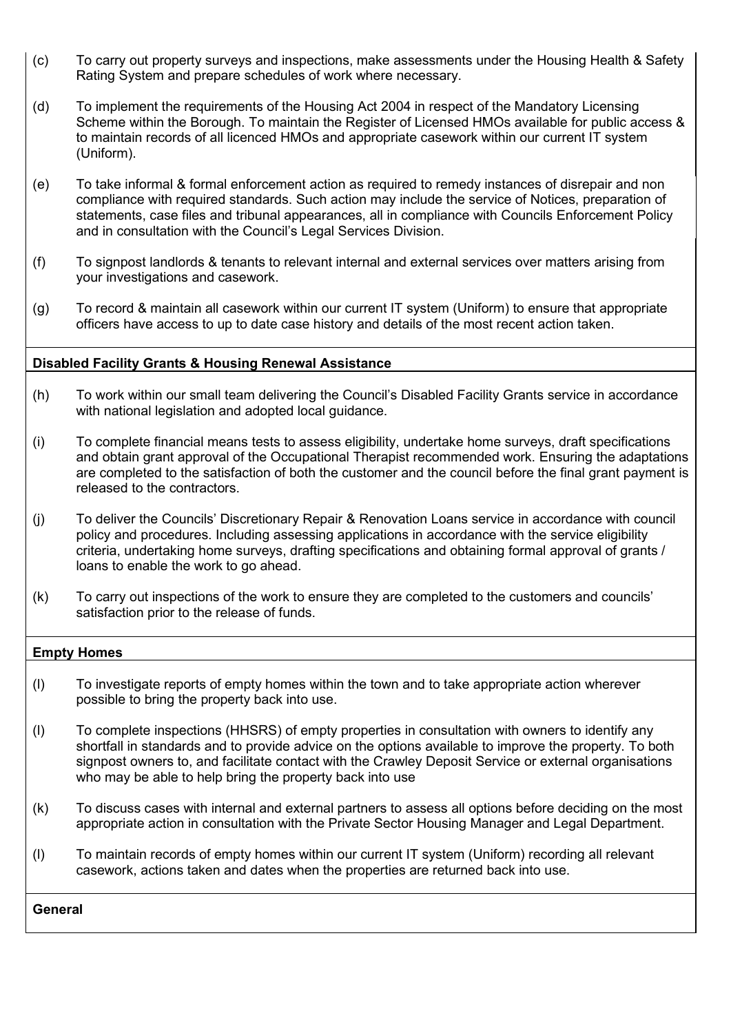(c) To carry out property surveys and inspections, make assessments under the Housing Health & Safety Rating System and prepare schedules of work where necessary.

(d) To implement the requirements of the Housing Act 2004 in respect of the Mandatory Licensing Scheme within the Borough. To maintain the Register of Licensed HMOs available for public access & to maintain records of all licenced HMOs and appropriate casework within our current IT system (Uniform).

(e) To take informal & formal enforcement action as required to remedy instances of disrepair and non compliance with required standards. Such action may include the service of Notices, preparation of statements, case files and tribunal appearances, all in compliance with Councils Enforcement Policy and in consultation with the Council's Legal Services Division.

(f) To signpost landlords & tenants to relevant internal and external services over matters arising from your investigations and casework.

(g) To record & maintain all casework within our current IT system (Uniform) to ensure that appropriate officers have access to up to date case history and details of the most recent action taken.

**Disabled Facility Grants & Housing Renewal Assistance**

(h) To work within our small team delivering the Council's Disabled Facility Grants service in accordance with national legislation and adopted local guidance.

(i) To complete financial means tests to assess eligibility, undertake home surveys, draft specifications and obtain grant approval of the Occupational Therapist recommended work. Ensuring the adaptations are completed to the satisfaction of both the customer and the council before the final grant payment is released to the contractors.

(j) To deliver the Councils' Discretionary Repair & Renovation Loans service in accordance with council policy and procedures. Including assessing applications in accordance with the service eligibility criteria, undertaking home surveys, drafting specifications and obtaining formal approval of grants / loans to enable the work to go ahead.

(k) To carry out inspections of the work to ensure they are completed to the customers and councils' satisfaction prior to the release of funds.

**Empty Homes**

(l) To investigate reports of empty homes within the town and to take appropriate action wherever possible to bring the property back into use.

(l) To complete inspections (HHSRS) of empty properties in consultation with owners to identify any shortfall in standards and to provide advice on the options available to improve the property. To both signpost owners to, and facilitate contact with the Crawley Deposit Service or external organisations who may be able to help bring the property back into use

(k) To discuss cases with internal and external partners to assess all options before deciding on the most appropriate action in consultation with the Private Sector Housing Manager and Legal Department.

(l) To maintain records of empty homes within our current IT system (Uniform) recording all relevant casework, actions taken and dates when the properties are returned back into use.

**General**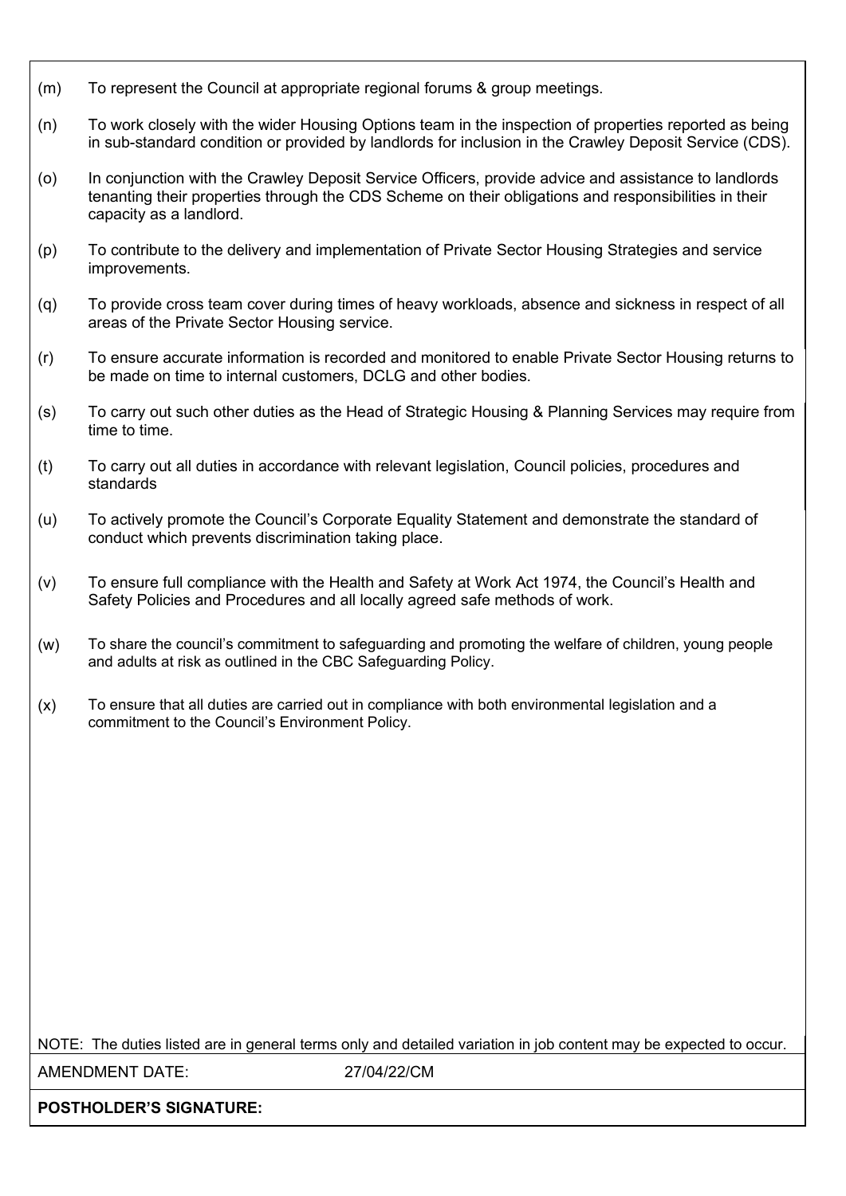(m) To represent the Council at appropriate regional forums & group meetings.

(n) To work closely with the wider Housing Options team in the inspection of properties reported as being in sub-standard condition or provided by landlords for inclusion in the Crawley Deposit Service (CDS).

(o) In conjunction with the Crawley Deposit Service Officers, provide advice and assistance to landlords tenanting their properties through the CDS Scheme on their obligations and responsibilities in their capacity as a landlord.

(p) To contribute to the delivery and implementation of Private Sector Housing Strategies and service improvements.

(q) To provide cross team cover during times of heavy workloads, absence and sickness in respect of all areas of the Private Sector Housing service.

(r) To ensure accurate information is recorded and monitored to enable Private Sector Housing returns to be made on time to internal customers, DCLG and other bodies.

(s) To carry out such other duties as the Head of Strategic Housing & Planning Services may require from time to time.

(t) To carry out all duties in accordance with relevant legislation, Council policies, procedures and standards

(u) To actively promote the Council's Corporate Equality Statement and demonstrate the standard of conduct which prevents discrimination taking place.

(v) To ensure full compliance with the Health and Safety at Work Act 1974, the Council's Health and Safety Policies and Procedures and all locally agreed safe methods of work.

(w) To share the council's commitment to safeguarding and promoting the welfare of children, young people and adults at risk as outlined in the CBC Safeguarding Policy.

(x) To ensure that all duties are carried out in compliance with both environmental legislation and a commitment to the Council's Environment Policy.

NOTE: The duties listed are in general terms only and detailed variation in job content may be expected to occur.

AMENDMENT DATE: 27/04/22/CM

**POSTHOLDER'S SIGNATURE:**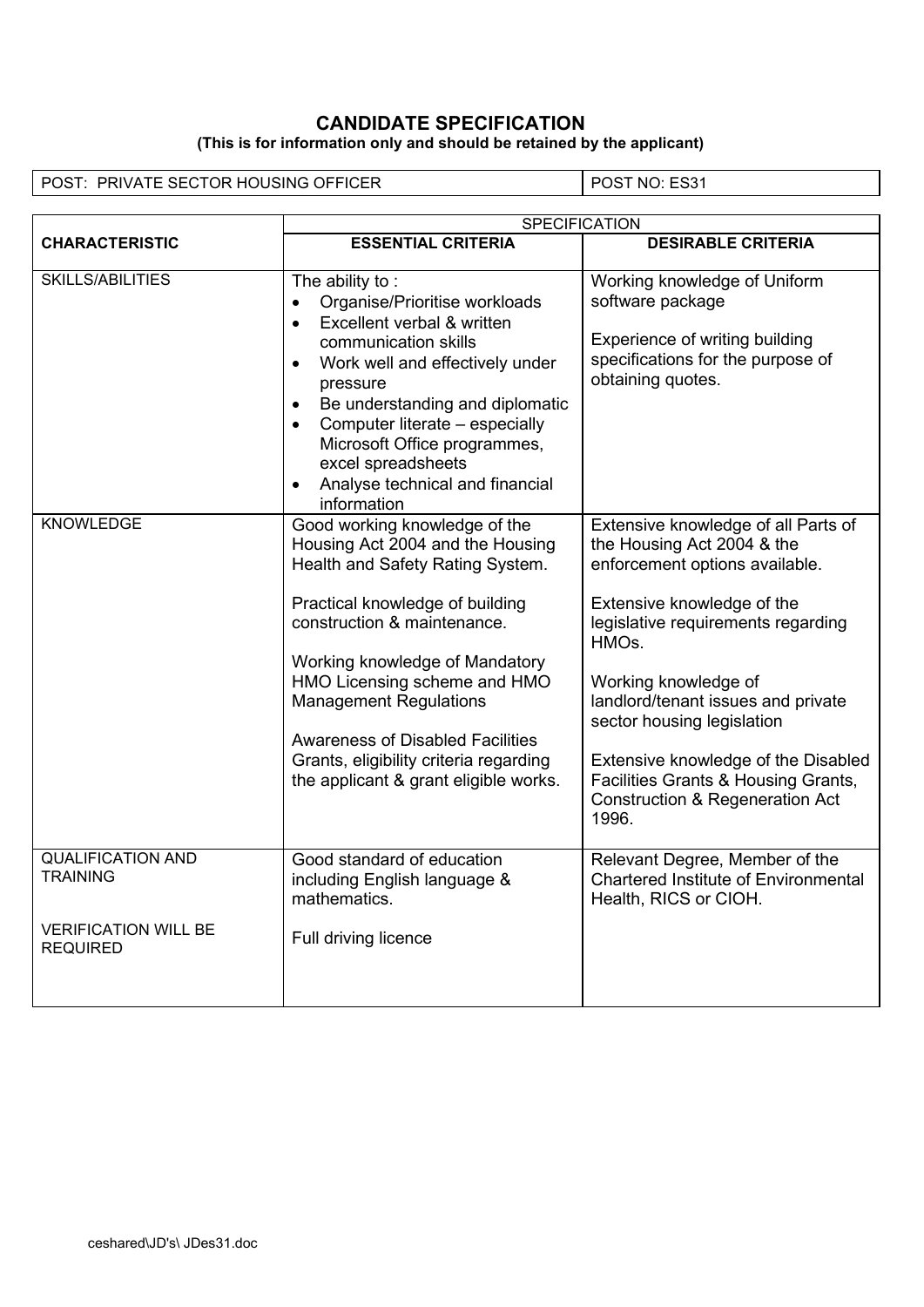# CANDIDATE SPECIFICATION

**(This is for information only and should be retained by the applicant)**

| POST: PRIVATE SECTOR HOUSING OFFICER | POST NO: ES31 |
|---|---|

| CHARACTERISTIC | SPECIFICATION | |
|---|---|---|
| | **ESSENTIAL CRITERIA** | **DESIRABLE CRITERIA** |
| SKILLS/ABILITIES | The ability to :<br>• Organise/Prioritise workloads<br>• Excellent verbal & written communication skills<br>• Work well and effectively under pressure<br>• Be understanding and diplomatic<br>• Computer literate – especially Microsoft Office programmes, excel spreadsheets<br>• Analyse technical and financial information | Working knowledge of Uniform software package<br><br>Experience of writing building specifications for the purpose of obtaining quotes. |
| KNOWLEDGE | Good working knowledge of the Housing Act 2004 and the Housing Health and Safety Rating System.<br><br>Practical knowledge of building construction & maintenance.<br><br>Working knowledge of Mandatory HMO Licensing scheme and HMO Management Regulations<br><br>Awareness of Disabled Facilities Grants, eligibility criteria regarding the applicant & grant eligible works. | Extensive knowledge of all Parts of the Housing Act 2004 & the enforcement options available.<br><br>Extensive knowledge of the legislative requirements regarding HMOs.<br><br>Working knowledge of landlord/tenant issues and private sector housing legislation<br><br>Extensive knowledge of the Disabled Facilities Grants & Housing Grants, Construction & Regeneration Act 1996. |
| QUALIFICATION AND TRAINING<br><br>VERIFICATION WILL BE REQUIRED | Good standard of education including English language & mathematics.<br><br>Full driving licence | Relevant Degree, Member of the Chartered Institute of Environmental Health, RICS or CIOH. |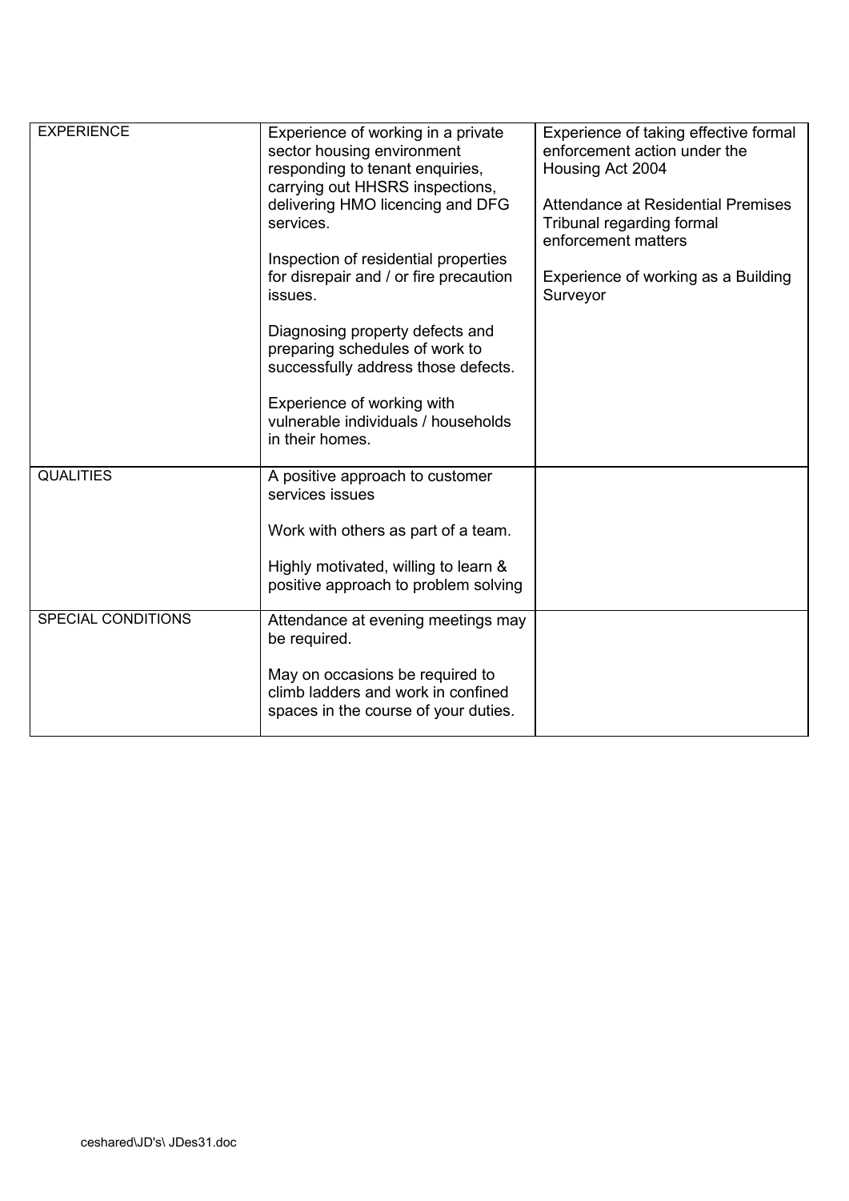| | | |
|---|---|---|
| EXPERIENCE | Experience of working in a private sector housing environment responding to tenant enquiries, carrying out HHSRS inspections, delivering HMO licencing and DFG services.<br><br>Inspection of residential properties for disrepair and / or fire precaution issues.<br><br>Diagnosing property defects and preparing schedules of work to successfully address those defects.<br><br>Experience of working with vulnerable individuals / households in their homes. | Experience of taking effective formal enforcement action under the Housing Act 2004<br><br>Attendance at Residential Premises Tribunal regarding formal enforcement matters<br><br>Experience of working as a Building Surveyor |
| QUALITIES | A positive approach to customer services issues<br><br>Work with others as part of a team.<br><br>Highly motivated, willing to learn & positive approach to problem solving | |
| SPECIAL CONDITIONS | Attendance at evening meetings may be required.<br><br>May on occasions be required to climb ladders and work in confined spaces in the course of your duties. | |

ceshared\JD's\ JDes31.doc